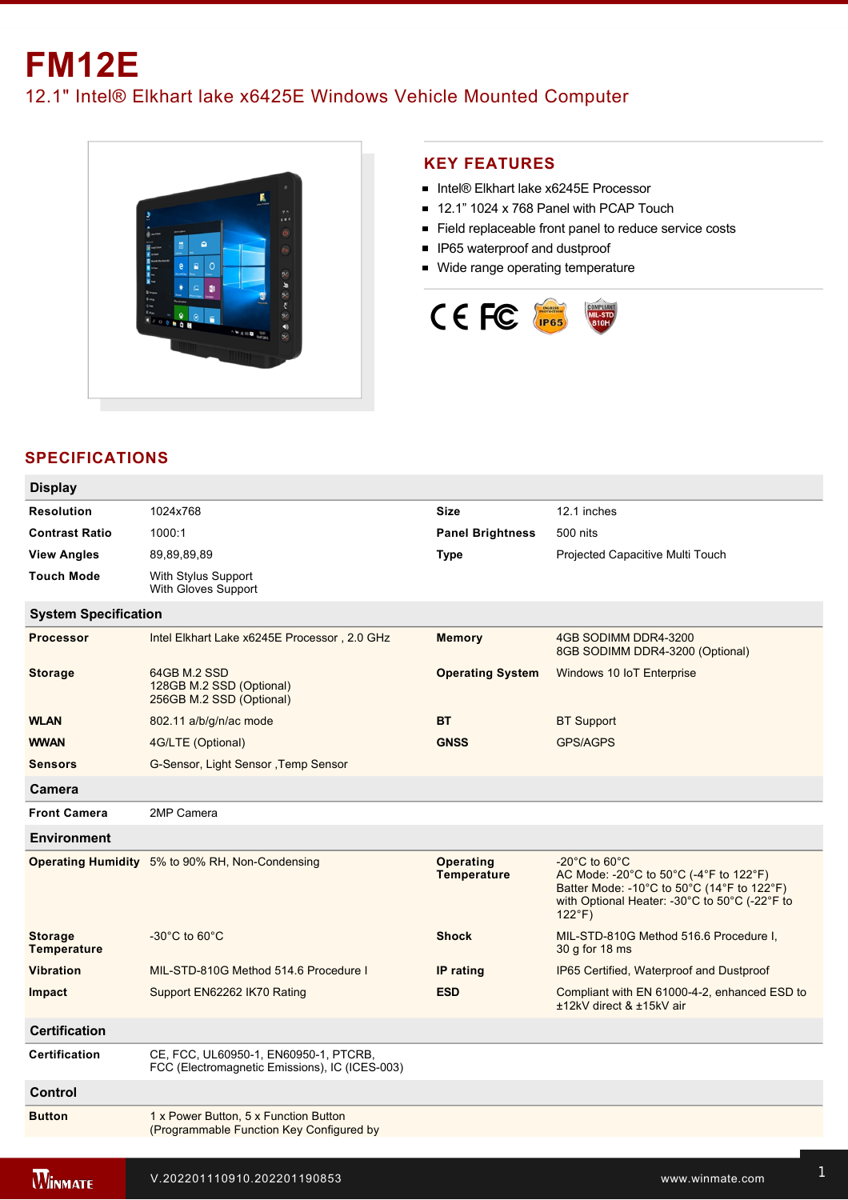# FM12E

12.1" Intel® Elkhart lake x6425E Windows Vehicle Mounted Computer

## KEY FEATURES

- Intel® Elkhart lake x6245E Processor
- 12.1” 1024 x 768 Panel with PCAP Touch
- Field replaceable front panel to reduce service costs
- IP65 waterproof and dustproof
- Wide range operating temperature

## SPECIFICATIONS

### Display

| | | | |
|---|---|---|---|
| **Resolution** | 1024x768 | **Size** | 12.1 inches |
| **Contrast Ratio** | 1000:1 | **Panel Brightness** | 500 nits |
| **View Angles** | 89,89,89,89 | **Type** | Projected Capacitive Multi Touch |
| **Touch Mode** | With Stylus Support<br>With Gloves Support | | |

### System Specification

| | | | |
|---|---|---|---|
| **Processor** | Intel Elkhart Lake x6245E Processor , 2.0 GHz | **Memory** | 4GB SODIMM DDR4-3200<br>8GB SODIMM DDR4-3200 (Optional) |
| **Storage** | 64GB M.2 SSD<br>128GB M.2 SSD (Optional)<br>256GB M.2 SSD (Optional) | **Operating System** | Windows 10 IoT Enterprise |
| **WLAN** | 802.11 a/b/g/n/ac mode | **BT** | BT Support |
| **WWAN** | 4G/LTE (Optional) | **GNSS** | GPS/AGPS |
| **Sensors** | G-Sensor, Light Sensor ,Temp Sensor | | |

### Camera

| | |
|---|---|
| **Front Camera** | 2MP Camera |

### Environment

| | | | |
|---|---|---|---|
| **Operating Humidity** | 5% to 90% RH, Non-Condensing | **Operating Temperature** | -20°C to 60°C<br>AC Mode: -20°C to 50°C (-4°F to 122°F)<br>Batter Mode: -10°C to 50°C (14°F to 122°F)<br>with Optional Heater: -30°C to 50°C (-22°F to 122°F) |
| **Storage Temperature** | -30°C to 60°C | **Shock** | MIL-STD-810G Method 516.6 Procedure I,<br>30 g for 18 ms |
| **Vibration** | MIL-STD-810G Method 514.6 Procedure I | **IP rating** | IP65 Certified, Waterproof and Dustproof |
| **Impact** | Support EN62262 IK70 Rating | **ESD** | Compliant with EN 61000-4-2, enhanced ESD to ±12kV direct & ±15kV air |

### Certification

| | |
|---|---|
| **Certification** | CE, FCC, UL60950-1, EN60950-1, PTCRB,<br>FCC (Electromagnetic Emissions), IC (ICES-003) |

### Control

| | |
|---|---|
| **Button** | 1 x Power Button, 5 x Function Button<br>(Programmable Function Key Configured by |

V.202201110910.202201190853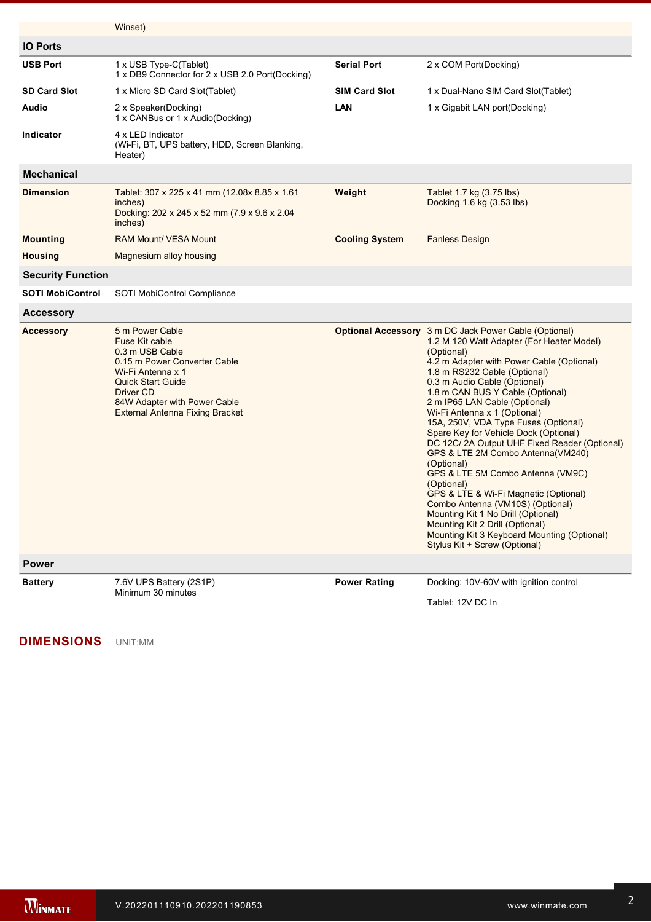| | Winset) | | |
|---|---|---|---|

## IO Ports

| | | | |
|---|---|---|---|
| **USB Port** | 1 x USB Type-C(Tablet)<br>1 x DB9 Connector for 2 x USB 2.0 Port(Docking) | **Serial Port** | 2 x COM Port(Docking) |
| **SD Card Slot** | 1 x Micro SD Card Slot(Tablet) | **SIM Card Slot** | 1 x Dual-Nano SIM Card Slot(Tablet) |
| **Audio** | 2 x Speaker(Docking)<br>1 x CANBus or 1 x Audio(Docking) | **LAN** | 1 x Gigabit LAN port(Docking) |
| **Indicator** | 4 x LED Indicator<br>(Wi-Fi, BT, UPS battery, HDD, Screen Blanking, Heater) | | |

## Mechanical

| | | | |
|---|---|---|---|
| **Dimension** | Tablet: 307 x 225 x 41 mm (12.08x 8.85 x 1.61 inches)<br>Docking: 202 x 245 x 52 mm (7.9 x 9.6 x 2.04 inches) | **Weight** | Tablet 1.7 kg (3.75 lbs)<br>Docking 1.6 kg (3.53 lbs) |
| **Mounting** | RAM Mount/ VESA Mount | **Cooling System** | Fanless Design |
| **Housing** | Magnesium alloy housing | | |

## Security Function

| | |
|---|---|
| **SOTI MobiControl** | SOTI MobiControl Compliance |

## Accessory

| | | | |
|---|---|---|---|
| **Accessory** | 5 m Power Cable<br>Fuse Kit cable<br>0.3 m USB Cable<br>0.15 m Power Converter Cable<br>Wi-Fi Antenna x 1<br>Quick Start Guide<br>Driver CD<br>84W Adapter with Power Cable<br>External Antenna Fixing Bracket | **Optional Accessory** | 3 m DC Jack Power Cable (Optional)<br>1.2 M 120 Watt Adapter (For Heater Model) (Optional)<br>4.2 m Adapter with Power Cable (Optional)<br>1.8 m RS232 Cable (Optional)<br>0.3 m Audio Cable (Optional)<br>1.8 m CAN BUS Y Cable (Optional)<br>2 m IP65 LAN Cable (Optional)<br>Wi-Fi Antenna x 1 (Optional)<br>15A, 250V, VDA Type Fuses (Optional)<br>Spare Key for Vehicle Dock (Optional)<br>DC 12C/ 2A Output UHF Fixed Reader (Optional)<br>GPS & LTE 2M Combo Antenna(VM240) (Optional)<br>GPS & LTE 5M Combo Antenna (VM9C) (Optional)<br>GPS & LTE & Wi-Fi Magnetic (Optional)<br>Combo Antenna (VM10S) (Optional)<br>Mounting Kit 1 No Drill (Optional)<br>Mounting Kit 2 Drill (Optional)<br>Mounting Kit 3 Keyboard Mounting (Optional)<br>Stylus Kit + Screw (Optional) |

## Power

| | | | |
|---|---|---|---|
| **Battery** | 7.6V UPS Battery (2S1P)<br>Minimum 30 minutes | **Power Rating** | Docking: 10V-60V with ignition control<br><br>Tablet: 12V DC In |

## DIMENSIONS

UNIT:MM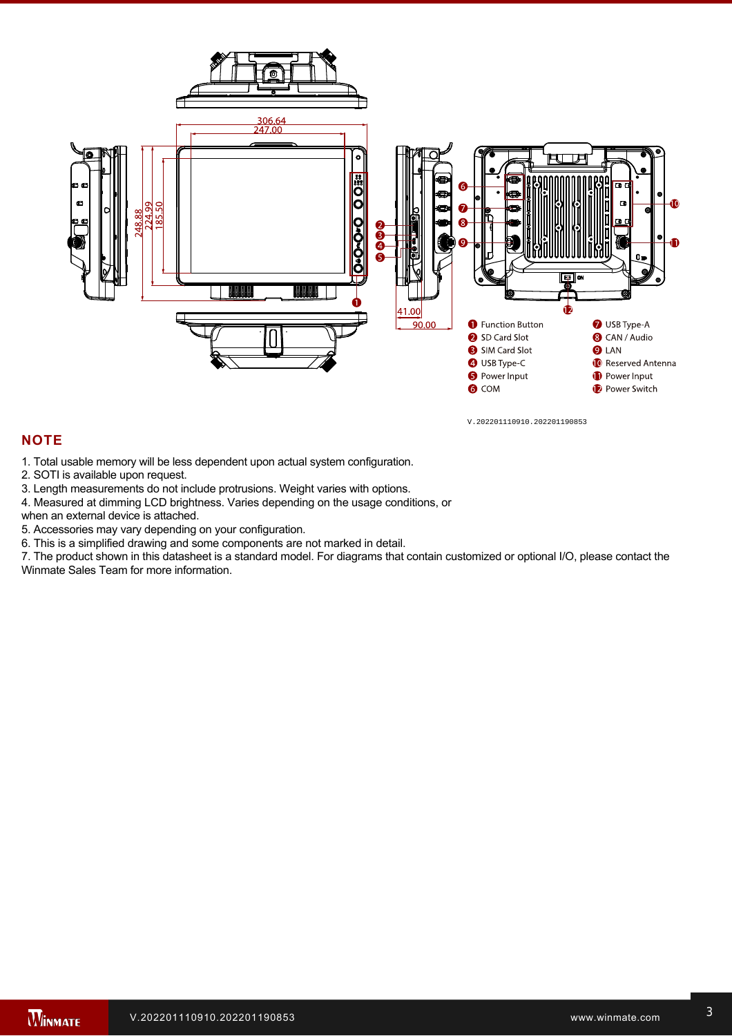306.64
247.00
248.88
224.99
185.50
41.00
90.00

❶ Function Button
❷ SD Card Slot
❸ SIM Card Slot
❹ USB Type-C
❺ Power Input
❻ COM
❼ USB Type-A
❽ CAN / Audio
❾ LAN
❿ Reserved Antenna
⓫ Power Input
⓬ Power Switch

V.202201110910.202201190853

## NOTE

1. Total usable memory will be less dependent upon actual system configuration.
2. SOTI is available upon request.
3. Length measurements do not include protrusions. Weight varies with options.
4. Measured at dimming LCD brightness. Varies depending on the usage conditions, or when an external device is attached.
5. Accessories may vary depending on your configuration.
6. This is a simplified drawing and some components are not marked in detail.
7. The product shown in this datasheet is a standard model. For diagrams that contain customized or optional I/O, please contact the Winmate Sales Team for more information.